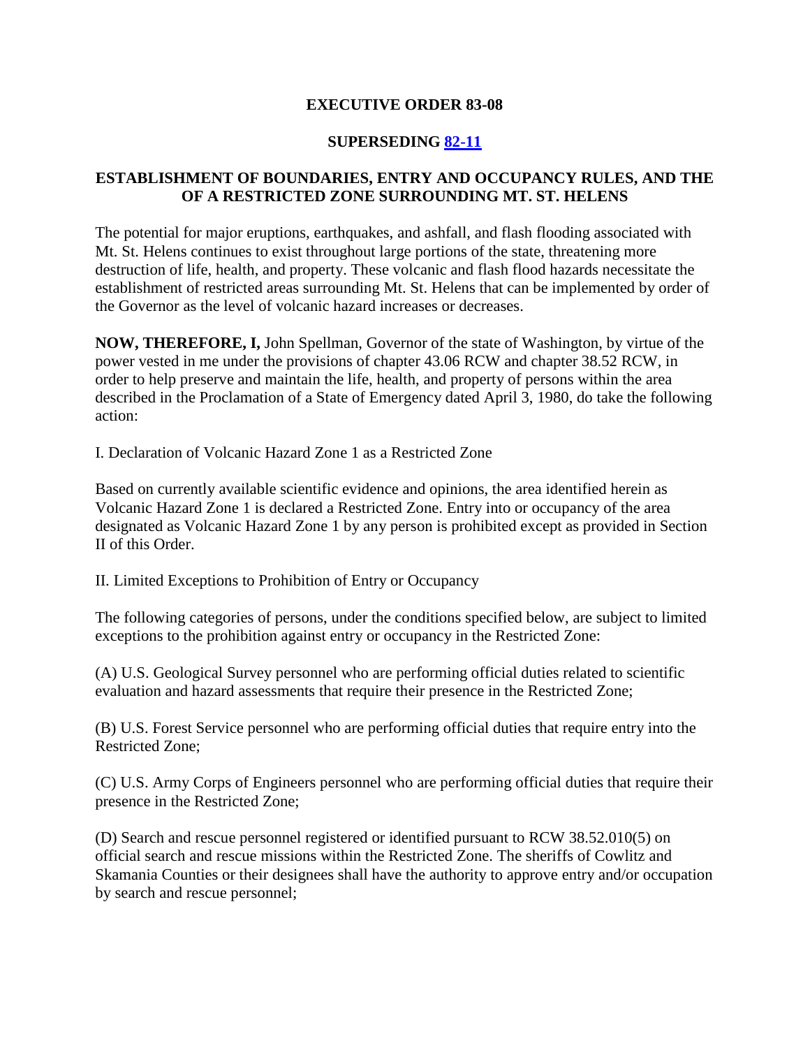# EXECUTIVE ORDER 83-08

## SUPERSEDING [82-11]

## ESTABLISHMENT OF BOUNDARIES, ENTRY AND OCCUPANCY RULES, AND THE OF A RESTRICTED ZONE SURROUNDING MT. ST. HELENS

The potential for major eruptions, earthquakes, and ashfall, and flash flooding associated with Mt. St. Helens continues to exist throughout large portions of the state, threatening more destruction of life, health, and property. These volcanic and flash flood hazards necessitate the establishment of restricted areas surrounding Mt. St. Helens that can be implemented by order of the Governor as the level of volcanic hazard increases or decreases.

**NOW, THEREFORE, I,** John Spellman, Governor of the state of Washington, by virtue of the power vested in me under the provisions of chapter 43.06 RCW and chapter 38.52 RCW, in order to help preserve and maintain the life, health, and property of persons within the area described in the Proclamation of a State of Emergency dated April 3, 1980, do take the following action:

I. Declaration of Volcanic Hazard Zone 1 as a Restricted Zone

Based on currently available scientific evidence and opinions, the area identified herein as Volcanic Hazard Zone 1 is declared a Restricted Zone. Entry into or occupancy of the area designated as Volcanic Hazard Zone 1 by any person is prohibited except as provided in Section II of this Order.

II. Limited Exceptions to Prohibition of Entry or Occupancy

The following categories of persons, under the conditions specified below, are subject to limited exceptions to the prohibition against entry or occupancy in the Restricted Zone:

(A) U.S. Geological Survey personnel who are performing official duties related to scientific evaluation and hazard assessments that require their presence in the Restricted Zone;

(B) U.S. Forest Service personnel who are performing official duties that require entry into the Restricted Zone;

(C) U.S. Army Corps of Engineers personnel who are performing official duties that require their presence in the Restricted Zone;

(D) Search and rescue personnel registered or identified pursuant to RCW 38.52.010(5) on official search and rescue missions within the Restricted Zone. The sheriffs of Cowlitz and Skamania Counties or their designees shall have the authority to approve entry and/or occupation by search and rescue personnel;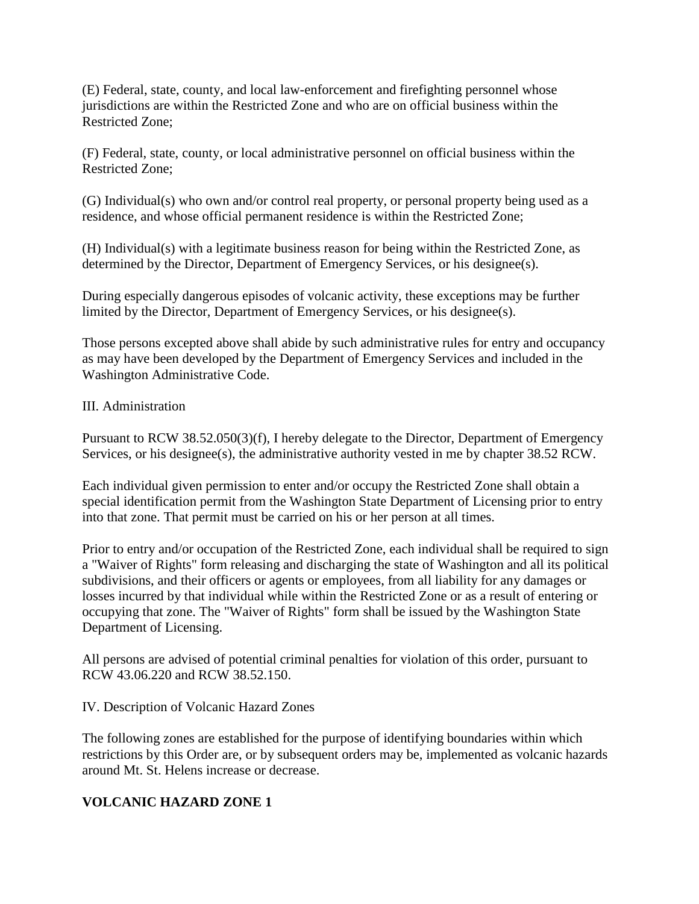(E) Federal, state, county, and local law-enforcement and firefighting personnel whose jurisdictions are within the Restricted Zone and who are on official business within the Restricted Zone;

(F) Federal, state, county, or local administrative personnel on official business within the Restricted Zone;

(G) Individual(s) who own and/or control real property, or personal property being used as a residence, and whose official permanent residence is within the Restricted Zone;

(H) Individual(s) with a legitimate business reason for being within the Restricted Zone, as determined by the Director, Department of Emergency Services, or his designee(s).

During especially dangerous episodes of volcanic activity, these exceptions may be further limited by the Director, Department of Emergency Services, or his designee(s).

Those persons excepted above shall abide by such administrative rules for entry and occupancy as may have been developed by the Department of Emergency Services and included in the Washington Administrative Code.

III. Administration

Pursuant to RCW 38.52.050(3)(f), I hereby delegate to the Director, Department of Emergency Services, or his designee(s), the administrative authority vested in me by chapter 38.52 RCW.

Each individual given permission to enter and/or occupy the Restricted Zone shall obtain a special identification permit from the Washington State Department of Licensing prior to entry into that zone. That permit must be carried on his or her person at all times.

Prior to entry and/or occupation of the Restricted Zone, each individual shall be required to sign a "Waiver of Rights" form releasing and discharging the state of Washington and all its political subdivisions, and their officers or agents or employees, from all liability for any damages or losses incurred by that individual while within the Restricted Zone or as a result of entering or occupying that zone. The "Waiver of Rights" form shall be issued by the Washington State Department of Licensing.

All persons are advised of potential criminal penalties for violation of this order, pursuant to RCW 43.06.220 and RCW 38.52.150.

IV. Description of Volcanic Hazard Zones

The following zones are established for the purpose of identifying boundaries within which restrictions by this Order are, or by subsequent orders may be, implemented as volcanic hazards around Mt. St. Helens increase or decrease.

**VOLCANIC HAZARD ZONE 1**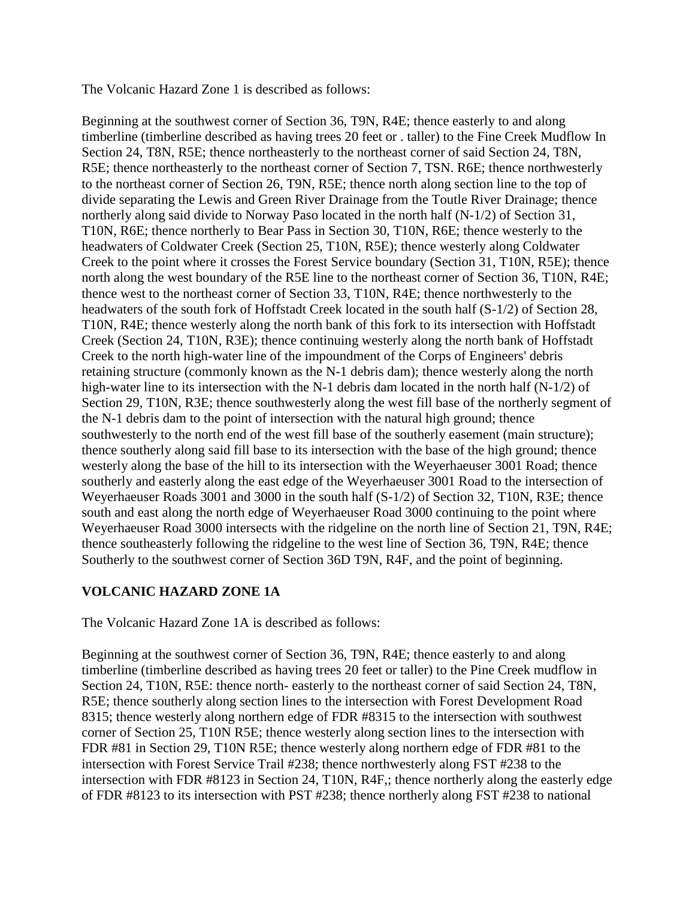The Volcanic Hazard Zone 1 is described as follows:

Beginning at the southwest corner of Section 36, T9N, R4E; thence easterly to and along timberline (timberline described as having trees 20 feet or . taller) to the Fine Creek Mudflow In Section 24, T8N, R5E; thence northeasterly to the northeast corner of said Section 24, T8N, R5E; thence northeasterly to the northeast corner of Section 7, TSN. R6E; thence northwesterly to the northeast corner of Section 26, T9N, R5E; thence north along section line to the top of divide separating the Lewis and Green River Drainage from the Toutle River Drainage; thence northerly along said divide to Norway Paso located in the north half (N-1/2) of Section 31, T10N, R6E; thence northerly to Bear Pass in Section 30, T10N, R6E; thence westerly to the headwaters of Coldwater Creek (Section 25, T10N, R5E); thence westerly along Coldwater Creek to the point where it crosses the Forest Service boundary (Section 31, T10N, R5E); thence north along the west boundary of the R5E line to the northeast corner of Section 36, T10N, R4E; thence west to the northeast corner of Section 33, T10N, R4E; thence northwesterly to the headwaters of the south fork of Hoffstadt Creek located in the south half (S-1/2) of Section 28, T10N, R4E; thence westerly along the north bank of this fork to its intersection with Hoffstadt Creek (Section 24, T10N, R3E); thence continuing westerly along the north bank of Hoffstadt Creek to the north high-water line of the impoundment of the Corps of Engineers' debris retaining structure (commonly known as the N-1 debris dam); thence westerly along the north high-water line to its intersection with the N-1 debris dam located in the north half (N-1/2) of Section 29, T10N, R3E; thence southwesterly along the west fill base of the northerly segment of the N-1 debris dam to the point of intersection with the natural high ground; thence southwesterly to the north end of the west fill base of the southerly easement (main structure); thence southerly along said fill base to its intersection with the base of the high ground; thence westerly along the base of the hill to its intersection with the Weyerhaeuser 3001 Road; thence southerly and easterly along the east edge of the Weyerhaeuser 3001 Road to the intersection of Weyerhaeuser Roads 3001 and 3000 in the south half (S-1/2) of Section 32, T10N, R3E; thence south and east along the north edge of Weyerhaeuser Road 3000 continuing to the point where Weyerhaeuser Road 3000 intersects with the ridgeline on the north line of Section 21, T9N, R4E; thence southeasterly following the ridgeline to the west line of Section 36, T9N, R4E; thence Southerly to the southwest corner of Section 36D T9N, R4F, and the point of beginning.

## VOLCANIC HAZARD ZONE 1A

The Volcanic Hazard Zone 1A is described as follows:

Beginning at the southwest corner of Section 36, T9N, R4E; thence easterly to and along timberline (timberline described as having trees 20 feet or taller) to the Pine Creek mudflow in Section 24, T10N, R5E: thence north- easterly to the northeast corner of said Section 24, T8N, R5E; thence southerly along section lines to the intersection with Forest Development Road 8315; thence westerly along northern edge of FDR #8315 to the intersection with southwest corner of Section 25, T10N R5E; thence westerly along section lines to the intersection with FDR #81 in Section 29, T10N R5E; thence westerly along northern edge of FDR #81 to the intersection with Forest Service Trail #238; thence northwesterly along FST #238 to the intersection with FDR #8123 in Section 24, T10N, R4F,; thence northerly along the easterly edge of FDR #8123 to its intersection with PST #238; thence northerly along FST #238 to national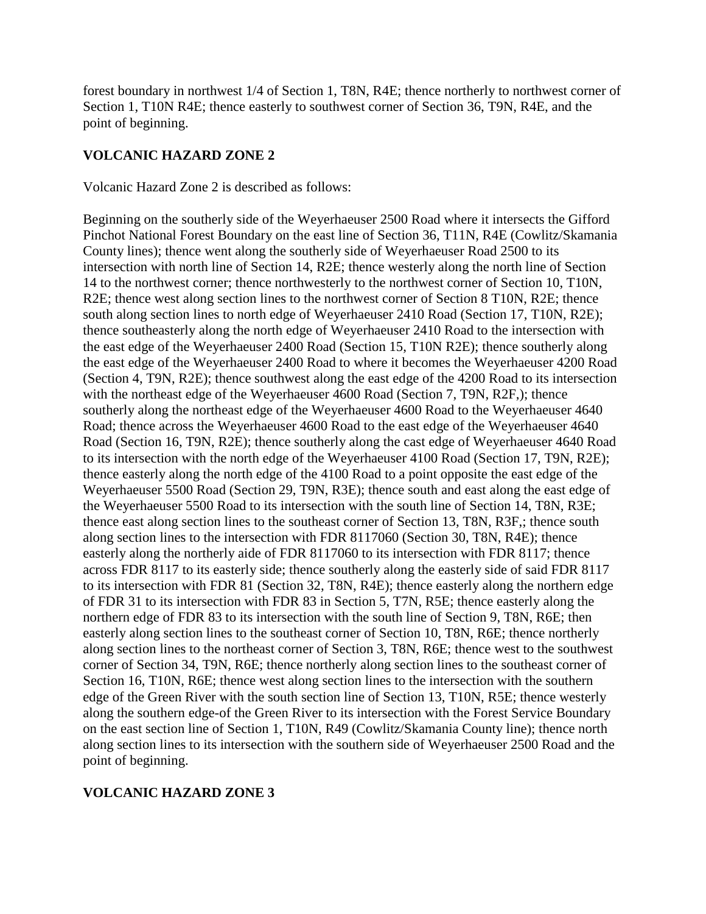forest boundary in northwest 1/4 of Section 1, T8N, R4E; thence northerly to northwest corner of Section 1, T10N R4E; thence easterly to southwest corner of Section 36, T9N, R4E, and the point of beginning.

## VOLCANIC HAZARD ZONE 2

Volcanic Hazard Zone 2 is described as follows:

Beginning on the southerly side of the Weyerhaeuser 2500 Road where it intersects the Gifford Pinchot National Forest Boundary on the east line of Section 36, T11N, R4E (Cowlitz/Skamania County lines); thence went along the southerly side of Weyerhaeuser Road 2500 to its intersection with north line of Section 14, R2E; thence westerly along the north line of Section 14 to the northwest corner; thence northwesterly to the northwest corner of Section 10, T10N, R2E; thence west along section lines to the northwest corner of Section 8 T10N, R2E; thence south along section lines to north edge of Weyerhaeuser 2410 Road (Section 17, T10N, R2E); thence southeasterly along the north edge of Weyerhaeuser 2410 Road to the intersection with the east edge of the Weyerhaeuser 2400 Road (Section 15, T10N R2E); thence southerly along the east edge of the Weyerhaeuser 2400 Road to where it becomes the Weyerhaeuser 4200 Road (Section 4, T9N, R2E); thence southwest along the east edge of the 4200 Road to its intersection with the northeast edge of the Weyerhaeuser 4600 Road (Section 7, T9N, R2F,); thence southerly along the northeast edge of the Weyerhaeuser 4600 Road to the Weyerhaeuser 4640 Road; thence across the Weyerhaeuser 4600 Road to the east edge of the Weyerhaeuser 4640 Road (Section 16, T9N, R2E); thence southerly along the cast edge of Weyerhaeuser 4640 Road to its intersection with the north edge of the Weyerhaeuser 4100 Road (Section 17, T9N, R2E); thence easterly along the north edge of the 4100 Road to a point opposite the east edge of the Weyerhaeuser 5500 Road (Section 29, T9N, R3E); thence south and east along the east edge of the Weyerhaeuser 5500 Road to its intersection with the south line of Section 14, T8N, R3E; thence east along section lines to the southeast corner of Section 13, T8N, R3F,; thence south along section lines to the intersection with FDR 8117060 (Section 30, T8N, R4E); thence easterly along the northerly aide of FDR 8117060 to its intersection with FDR 8117; thence across FDR 8117 to its easterly side; thence southerly along the easterly side of said FDR 8117 to its intersection with FDR 81 (Section 32, T8N, R4E); thence easterly along the northern edge of FDR 31 to its intersection with FDR 83 in Section 5, T7N, R5E; thence easterly along the northern edge of FDR 83 to its intersection with the south line of Section 9, T8N, R6E; then easterly along section lines to the southeast corner of Section 10, T8N, R6E; thence northerly along section lines to the northeast corner of Section 3, T8N, R6E; thence west to the southwest corner of Section 34, T9N, R6E; thence northerly along section lines to the southeast corner of Section 16, T10N, R6E; thence west along section lines to the intersection with the southern edge of the Green River with the south section line of Section 13, T10N, R5E; thence westerly along the southern edge-of the Green River to its intersection with the Forest Service Boundary on the east section line of Section 1, T10N, R49 (Cowlitz/Skamania County line); thence north along section lines to its intersection with the southern side of Weyerhaeuser 2500 Road and the point of beginning.

## VOLCANIC HAZARD ZONE 3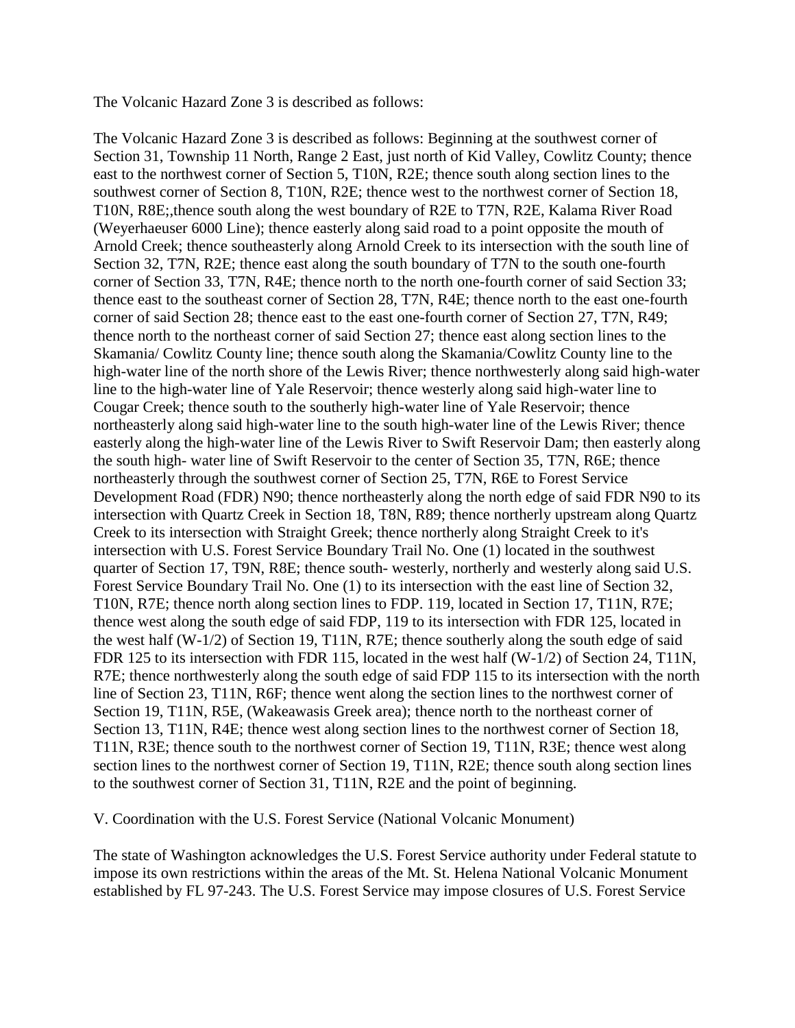The Volcanic Hazard Zone 3 is described as follows:

The Volcanic Hazard Zone 3 is described as follows: Beginning at the southwest corner of Section 31, Township 11 North, Range 2 East, just north of Kid Valley, Cowlitz County; thence east to the northwest corner of Section 5, T10N, R2E; thence south along section lines to the southwest corner of Section 8, T10N, R2E; thence west to the northwest corner of Section 18, T10N, R8E;,thence south along the west boundary of R2E to T7N, R2E, Kalama River Road (Weyerhaeuser 6000 Line); thence easterly along said road to a point opposite the mouth of Arnold Creek; thence southeasterly along Arnold Creek to its intersection with the south line of Section 32, T7N, R2E; thence east along the south boundary of T7N to the south one-fourth corner of Section 33, T7N, R4E; thence north to the north one-fourth corner of said Section 33; thence east to the southeast corner of Section 28, T7N, R4E; thence north to the east one-fourth corner of said Section 28; thence east to the east one-fourth corner of Section 27, T7N, R49; thence north to the northeast corner of said Section 27; thence east along section lines to the Skamania/ Cowlitz County line; thence south along the Skamania/Cowlitz County line to the high-water line of the north shore of the Lewis River; thence northwesterly along said high-water line to the high-water line of Yale Reservoir; thence westerly along said high-water line to Cougar Creek; thence south to the southerly high-water line of Yale Reservoir; thence northeasterly along said high-water line to the south high-water line of the Lewis River; thence easterly along the high-water line of the Lewis River to Swift Reservoir Dam; then easterly along the south high- water line of Swift Reservoir to the center of Section 35, T7N, R6E; thence northeasterly through the southwest corner of Section 25, T7N, R6E to Forest Service Development Road (FDR) N90; thence northeasterly along the north edge of said FDR N90 to its intersection with Quartz Creek in Section 18, T8N, R89; thence northerly upstream along Quartz Creek to its intersection with Straight Greek; thence northerly along Straight Creek to it's intersection with U.S. Forest Service Boundary Trail No. One (1) located in the southwest quarter of Section 17, T9N, R8E; thence south- westerly, northerly and westerly along said U.S. Forest Service Boundary Trail No. One (1) to its intersection with the east line of Section 32, T10N, R7E; thence north along section lines to FDP. 119, located in Section 17, T11N, R7E; thence west along the south edge of said FDP, 119 to its intersection with FDR 125, located in the west half (W-1/2) of Section 19, T11N, R7E; thence southerly along the south edge of said FDR 125 to its intersection with FDR 115, located in the west half (W-1/2) of Section 24, T11N, R7E; thence northwesterly along the south edge of said FDP 115 to its intersection with the north line of Section 23, T11N, R6F; thence went along the section lines to the northwest corner of Section 19, T11N, R5E, (Wakeawasis Greek area); thence north to the northeast corner of Section 13, T11N, R4E; thence west along section lines to the northwest corner of Section 18, T11N, R3E; thence south to the northwest corner of Section 19, T11N, R3E; thence west along section lines to the northwest corner of Section 19, T11N, R2E; thence south along section lines to the southwest corner of Section 31, T11N, R2E and the point of beginning.

V. Coordination with the U.S. Forest Service (National Volcanic Monument)

The state of Washington acknowledges the U.S. Forest Service authority under Federal statute to impose its own restrictions within the areas of the Mt. St. Helena National Volcanic Monument established by FL 97-243. The U.S. Forest Service may impose closures of U.S. Forest Service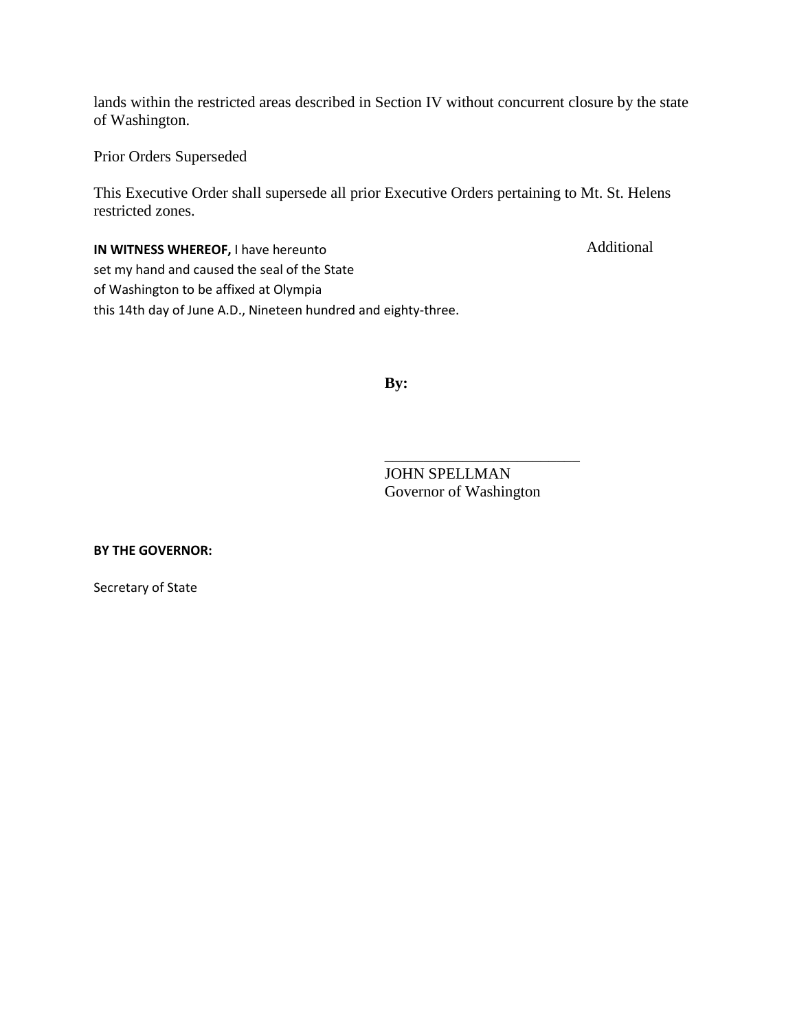lands within the restricted areas described in Section IV without concurrent closure by the state of Washington.

Prior Orders Superseded

This Executive Order shall supersede all prior Executive Orders pertaining to Mt. St. Helens restricted zones.

Additional

**IN WITNESS WHEREOF,** I have hereunto set my hand and caused the seal of the State of Washington to be affixed at Olympia this 14th day of June A.D., Nineteen hundred and eighty-three.

**By:**

\_\_\_\_\_\_\_\_\_\_\_\_\_\_\_\_\_\_\_\_\_\_\_\_\_

JOHN SPELLMAN
Governor of Washington

**BY THE GOVERNOR:**

Secretary of State